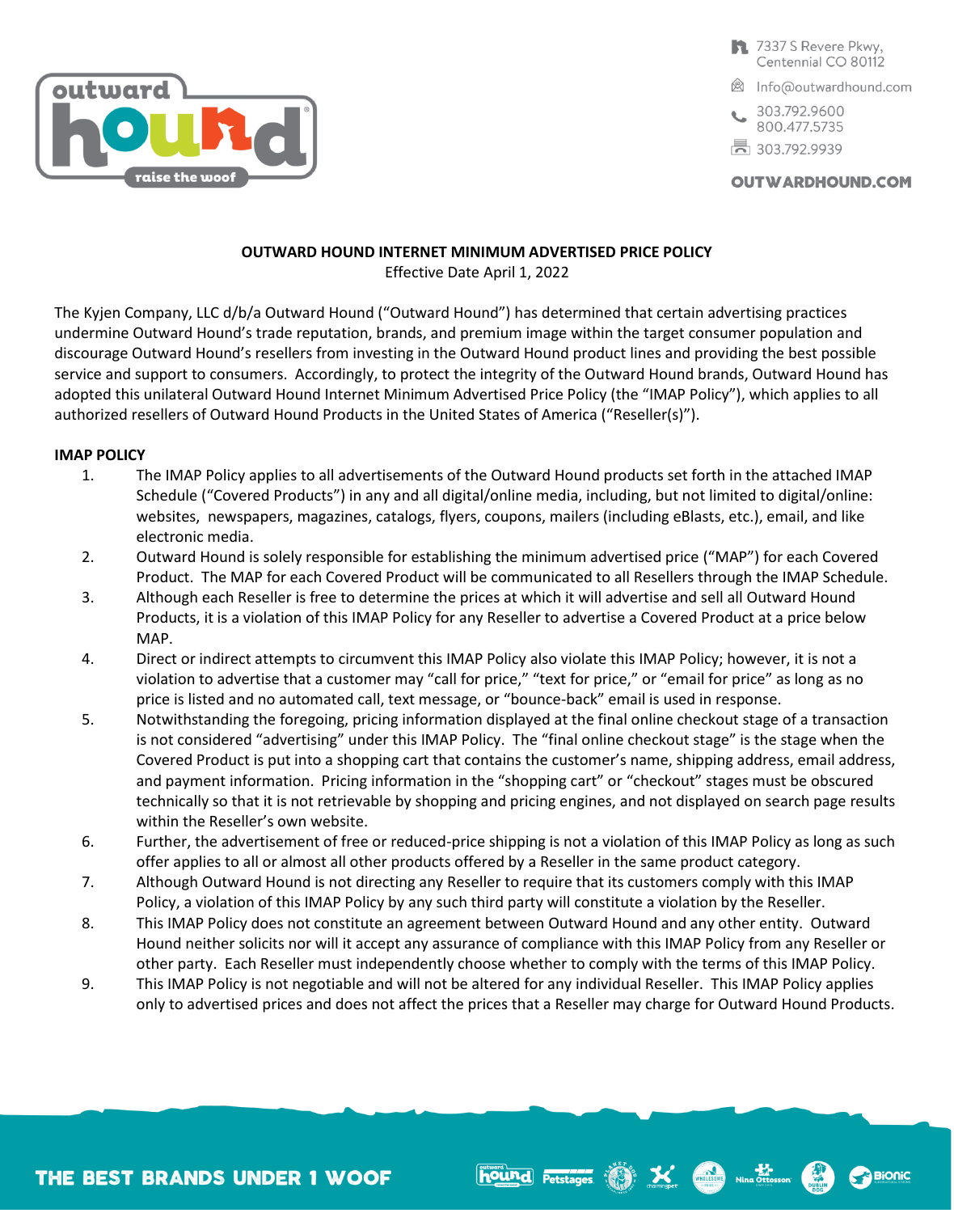7337 S Revere Pkwy,
Centennial CO 80112

Info@outwardhound.com

303.792.9600
800.477.5735

303.792.9939

OUTWARDHOUND.COM

# OUTWARD HOUND INTERNET MINIMUM ADVERTISED PRICE POLICY

Effective Date April 1, 2022

The Kyjen Company, LLC d/b/a Outward Hound ("Outward Hound") has determined that certain advertising practices undermine Outward Hound's trade reputation, brands, and premium image within the target consumer population and discourage Outward Hound's resellers from investing in the Outward Hound product lines and providing the best possible service and support to consumers. Accordingly, to protect the integrity of the Outward Hound brands, Outward Hound has adopted this unilateral Outward Hound Internet Minimum Advertised Price Policy (the "IMAP Policy"), which applies to all authorized resellers of Outward Hound Products in the United States of America ("Reseller(s)").

## IMAP POLICY

1. The IMAP Policy applies to all advertisements of the Outward Hound products set forth in the attached IMAP Schedule ("Covered Products") in any and all digital/online media, including, but not limited to digital/online: websites, newspapers, magazines, catalogs, flyers, coupons, mailers (including eBlasts, etc.), email, and like electronic media.
2. Outward Hound is solely responsible for establishing the minimum advertised price ("MAP") for each Covered Product. The MAP for each Covered Product will be communicated to all Resellers through the IMAP Schedule.
3. Although each Reseller is free to determine the prices at which it will advertise and sell all Outward Hound Products, it is a violation of this IMAP Policy for any Reseller to advertise a Covered Product at a price below MAP.
4. Direct or indirect attempts to circumvent this IMAP Policy also violate this IMAP Policy; however, it is not a violation to advertise that a customer may "call for price," "text for price," or "email for price" as long as no price is listed and no automated call, text message, or "bounce-back" email is used in response.
5. Notwithstanding the foregoing, pricing information displayed at the final online checkout stage of a transaction is not considered "advertising" under this IMAP Policy. The "final online checkout stage" is the stage when the Covered Product is put into a shopping cart that contains the customer's name, shipping address, email address, and payment information. Pricing information in the "shopping cart" or "checkout" stages must be obscured technically so that it is not retrievable by shopping and pricing engines, and not displayed on search page results within the Reseller's own website.
6. Further, the advertisement of free or reduced-price shipping is not a violation of this IMAP Policy as long as such offer applies to all or almost all other products offered by a Reseller in the same product category.
7. Although Outward Hound is not directing any Reseller to require that its customers comply with this IMAP Policy, a violation of this IMAP Policy by any such third party will constitute a violation by the Reseller.
8. This IMAP Policy does not constitute an agreement between Outward Hound and any other entity. Outward Hound neither solicits nor will it accept any assurance of compliance with this IMAP Policy from any Reseller or other party. Each Reseller must independently choose whether to comply with the terms of this IMAP Policy.
9. This IMAP Policy is not negotiable and will not be altered for any individual Reseller. This IMAP Policy applies only to advertised prices and does not affect the prices that a Reseller may charge for Outward Hound Products.

THE BEST BRANDS UNDER 1 WOOF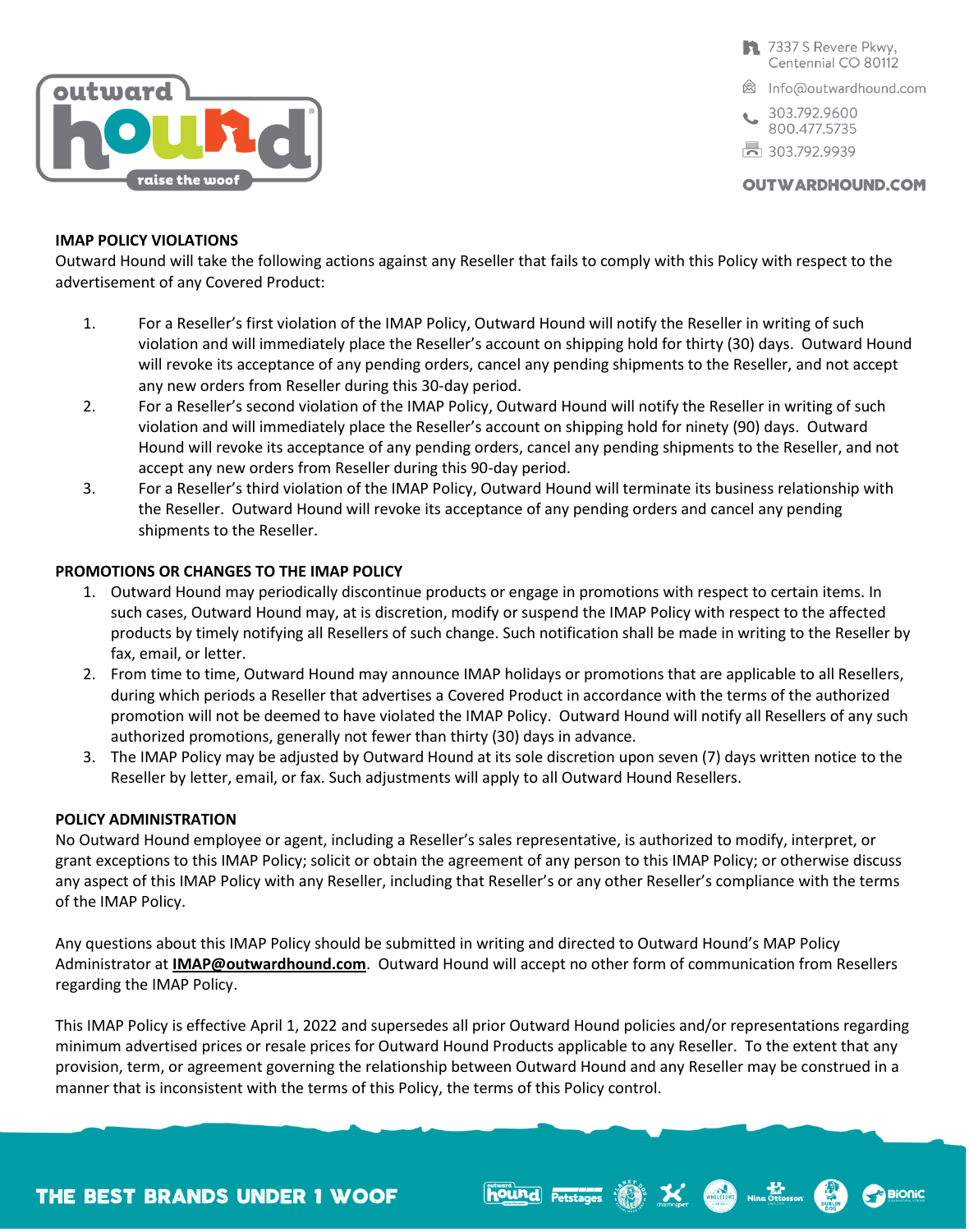## IMAP POLICY VIOLATIONS

Outward Hound will take the following actions against any Reseller that fails to comply with this Policy with respect to the advertisement of any Covered Product:

1. For a Reseller's first violation of the IMAP Policy, Outward Hound will notify the Reseller in writing of such violation and will immediately place the Reseller's account on shipping hold for thirty (30) days. Outward Hound will revoke its acceptance of any pending orders, cancel any pending shipments to the Reseller, and not accept any new orders from Reseller during this 30-day period.
2. For a Reseller's second violation of the IMAP Policy, Outward Hound will notify the Reseller in writing of such violation and will immediately place the Reseller's account on shipping hold for ninety (90) days. Outward Hound will revoke its acceptance of any pending orders, cancel any pending shipments to the Reseller, and not accept any new orders from Reseller during this 90-day period.
3. For a Reseller's third violation of the IMAP Policy, Outward Hound will terminate its business relationship with the Reseller. Outward Hound will revoke its acceptance of any pending orders and cancel any pending shipments to the Reseller.

## PROMOTIONS OR CHANGES TO THE IMAP POLICY

1. Outward Hound may periodically discontinue products or engage in promotions with respect to certain items. In such cases, Outward Hound may, at is discretion, modify or suspend the IMAP Policy with respect to the affected products by timely notifying all Resellers of such change. Such notification shall be made in writing to the Reseller by fax, email, or letter.
2. From time to time, Outward Hound may announce IMAP holidays or promotions that are applicable to all Resellers, during which periods a Reseller that advertises a Covered Product in accordance with the terms of the authorized promotion will not be deemed to have violated the IMAP Policy. Outward Hound will notify all Resellers of any such authorized promotions, generally not fewer than thirty (30) days in advance.
3. The IMAP Policy may be adjusted by Outward Hound at its sole discretion upon seven (7) days written notice to the Reseller by letter, email, or fax. Such adjustments will apply to all Outward Hound Resellers.

## POLICY ADMINISTRATION

No Outward Hound employee or agent, including a Reseller's sales representative, is authorized to modify, interpret, or grant exceptions to this IMAP Policy; solicit or obtain the agreement of any person to this IMAP Policy; or otherwise discuss any aspect of this IMAP Policy with any Reseller, including that Reseller's or any other Reseller's compliance with the terms of the IMAP Policy.

Any questions about this IMAP Policy should be submitted in writing and directed to Outward Hound's MAP Policy Administrator at **IMAP@outwardhound.com**. Outward Hound will accept no other form of communication from Resellers regarding the IMAP Policy.

This IMAP Policy is effective April 1, 2022 and supersedes all prior Outward Hound policies and/or representations regarding minimum advertised prices or resale prices for Outward Hound Products applicable to any Reseller. To the extent that any provision, term, or agreement governing the relationship between Outward Hound and any Reseller may be construed in a manner that is inconsistent with the terms of this Policy, the terms of this Policy control.